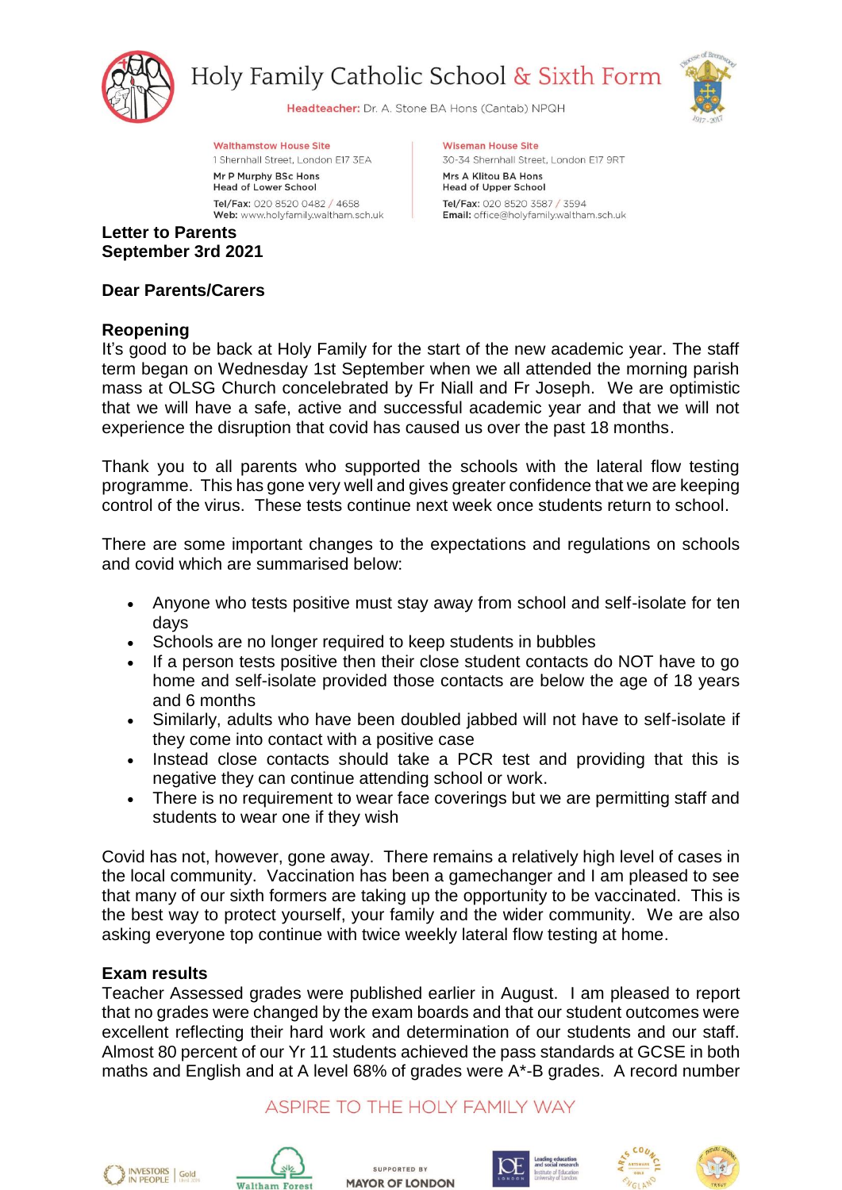# Holy Family Catholic School & Sixth Form

**Headteacher:** Dr. A. Stone BA Hons (Cantab) NPQH

**Walthamstow House Site**
1 Shernhall Street, London E17 3EA
Mr P Murphy BSc Hons
Head of Lower School
**Tel/Fax:** 020 8520 0482 / 4658
**Web:** www.holyfamily.waltham.sch.uk

**Wiseman House Site**
30-34 Shernhall Street, London E17 9RT
Mrs A Klitou BA Hons
Head of Upper School
**Tel/Fax:** 020 8520 3587 / 3594
**Email:** office@holyfamily.waltham.sch.uk

**Letter to Parents**
**September 3rd 2021**

**Dear Parents/Carers**

## Reopening

It's good to be back at Holy Family for the start of the new academic year. The staff term began on Wednesday 1st September when we all attended the morning parish mass at OLSG Church concelebrated by Fr Niall and Fr Joseph. We are optimistic that we will have a safe, active and successful academic year and that we will not experience the disruption that covid has caused us over the past 18 months.

Thank you to all parents who supported the schools with the lateral flow testing programme. This has gone very well and gives greater confidence that we are keeping control of the virus. These tests continue next week once students return to school.

There are some important changes to the expectations and regulations on schools and covid which are summarised below:

- Anyone who tests positive must stay away from school and self-isolate for ten days
- Schools are no longer required to keep students in bubbles
- If a person tests positive then their close student contacts do NOT have to go home and self-isolate provided those contacts are below the age of 18 years and 6 months
- Similarly, adults who have been doubled jabbed will not have to self-isolate if they come into contact with a positive case
- Instead close contacts should take a PCR test and providing that this is negative they can continue attending school or work.
- There is no requirement to wear face coverings but we are permitting staff and students to wear one if they wish

Covid has not, however, gone away. There remains a relatively high level of cases in the local community. Vaccination has been a gamechanger and I am pleased to see that many of our sixth formers are taking up the opportunity to be vaccinated. This is the best way to protect yourself, your family and the wider community. We are also asking everyone top continue with twice weekly lateral flow testing at home.

## Exam results

Teacher Assessed grades were published earlier in August. I am pleased to report that no grades were changed by the exam boards and that our student outcomes were excellent reflecting their hard work and determination of our students and our staff. Almost 80 percent of our Yr 11 students achieved the pass standards at GCSE in both maths and English and at A level 68% of grades were A*-B grades. A record number

ASPIRE TO THE HOLY FAMILY WAY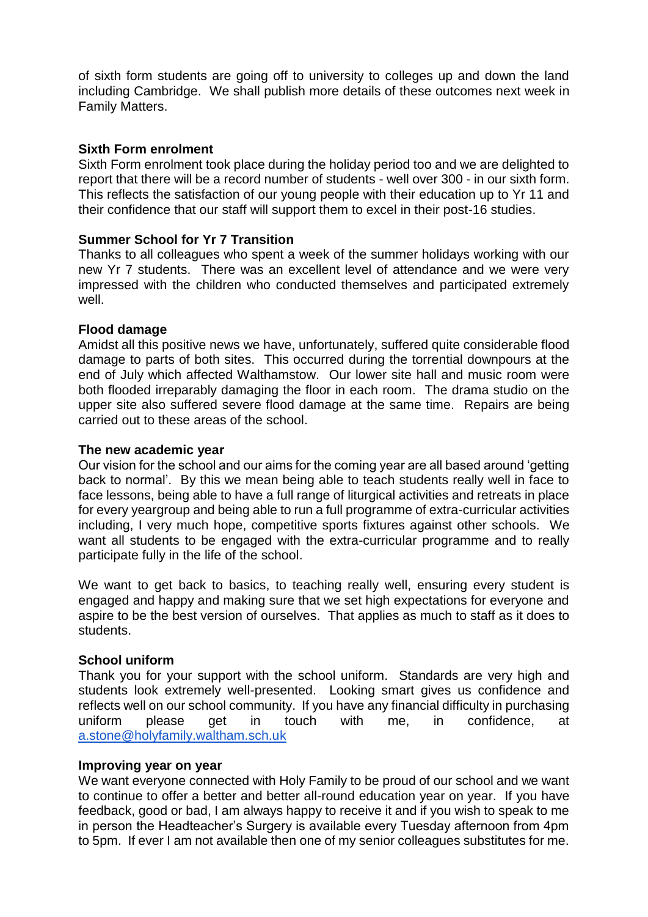of sixth form students are going off to university to colleges up and down the land including Cambridge. We shall publish more details of these outcomes next week in Family Matters.

**Sixth Form enrolment**

Sixth Form enrolment took place during the holiday period too and we are delighted to report that there will be a record number of students - well over 300 - in our sixth form. This reflects the satisfaction of our young people with their education up to Yr 11 and their confidence that our staff will support them to excel in their post-16 studies.

**Summer School for Yr 7 Transition**

Thanks to all colleagues who spent a week of the summer holidays working with our new Yr 7 students. There was an excellent level of attendance and we were very impressed with the children who conducted themselves and participated extremely well.

**Flood damage**

Amidst all this positive news we have, unfortunately, suffered quite considerable flood damage to parts of both sites. This occurred during the torrential downpours at the end of July which affected Walthamstow. Our lower site hall and music room were both flooded irreparably damaging the floor in each room. The drama studio on the upper site also suffered severe flood damage at the same time. Repairs are being carried out to these areas of the school.

**The new academic year**

Our vision for the school and our aims for the coming year are all based around 'getting back to normal'. By this we mean being able to teach students really well in face to face lessons, being able to have a full range of liturgical activities and retreats in place for every yeargroup and being able to run a full programme of extra-curricular activities including, I very much hope, competitive sports fixtures against other schools. We want all students to be engaged with the extra-curricular programme and to really participate fully in the life of the school.

We want to get back to basics, to teaching really well, ensuring every student is engaged and happy and making sure that we set high expectations for everyone and aspire to be the best version of ourselves. That applies as much to staff as it does to students.

**School uniform**

Thank you for your support with the school uniform. Standards are very high and students look extremely well-presented. Looking smart gives us confidence and reflects well on our school community. If you have any financial difficulty in purchasing uniform please get in touch with me, in confidence, at a.stone@holyfamily.waltham.sch.uk

**Improving year on year**

We want everyone connected with Holy Family to be proud of our school and we want to continue to offer a better and better all-round education year on year. If you have feedback, good or bad, I am always happy to receive it and if you wish to speak to me in person the Headteacher's Surgery is available every Tuesday afternoon from 4pm to 5pm. If ever I am not available then one of my senior colleagues substitutes for me.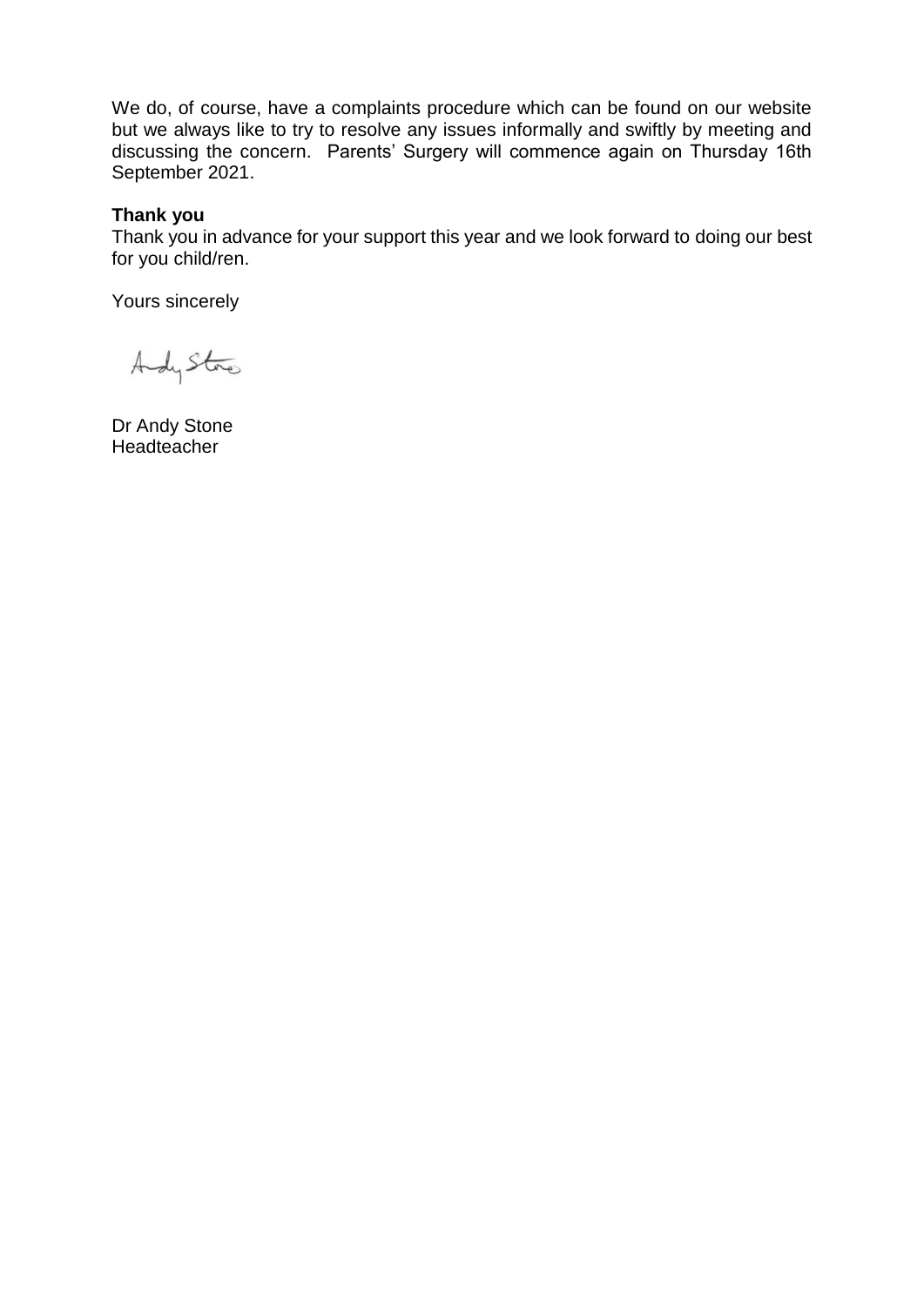We do, of course, have a complaints procedure which can be found on our website but we always like to try to resolve any issues informally and swiftly by meeting and discussing the concern. Parents' Surgery will commence again on Thursday 16th September 2021.

**Thank you**

Thank you in advance for your support this year and we look forward to doing our best for you child/ren.

Yours sincerely

Andy Stone

Dr Andy Stone
Headteacher